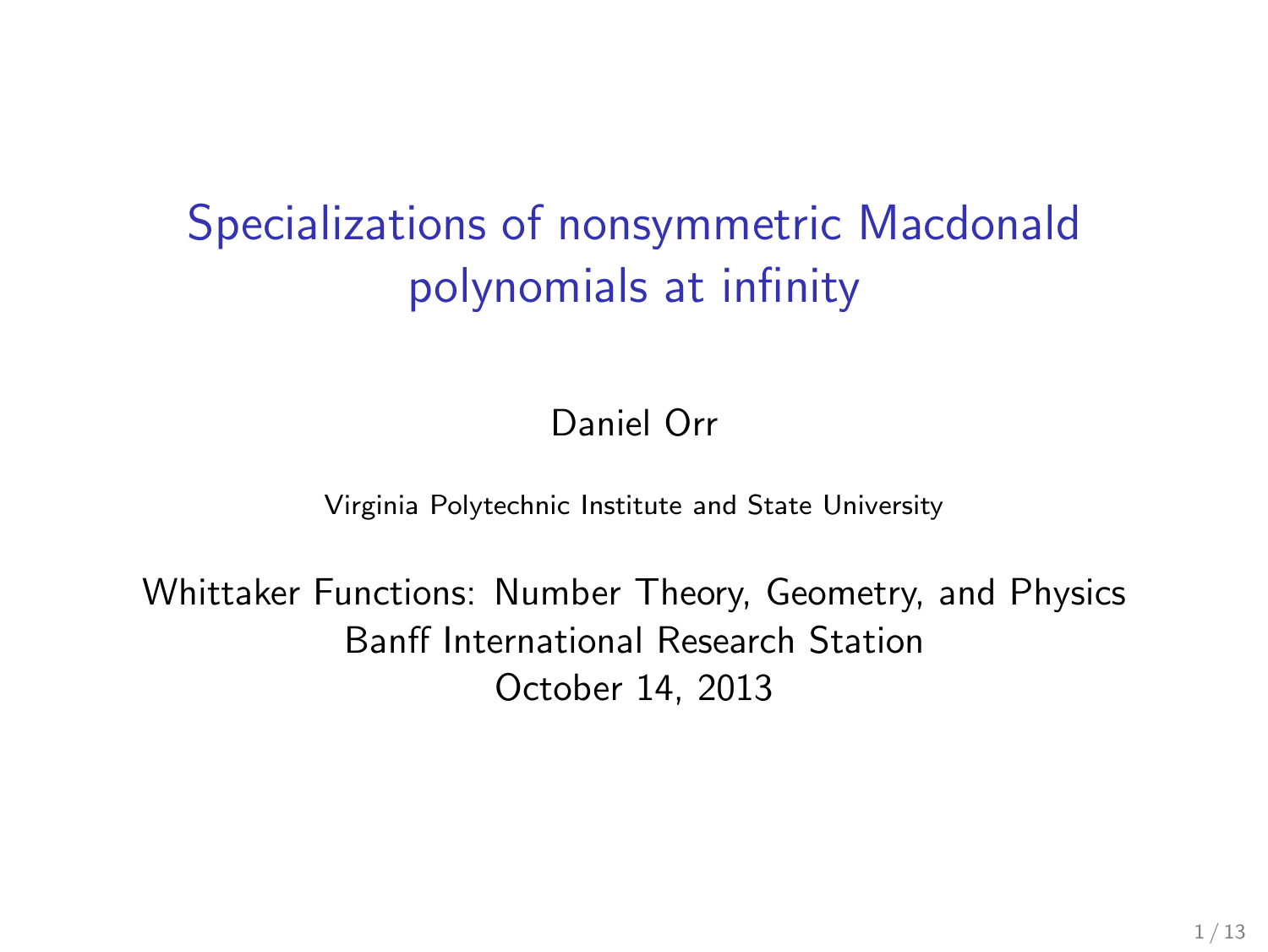# Specializations of nonsymmetric Macdonald polynomials at infinity

Daniel Orr

Virginia Polytechnic Institute and State University

Whittaker Functions: Number Theory, Geometry, and Physics
Banff International Research Station
October 14, 2013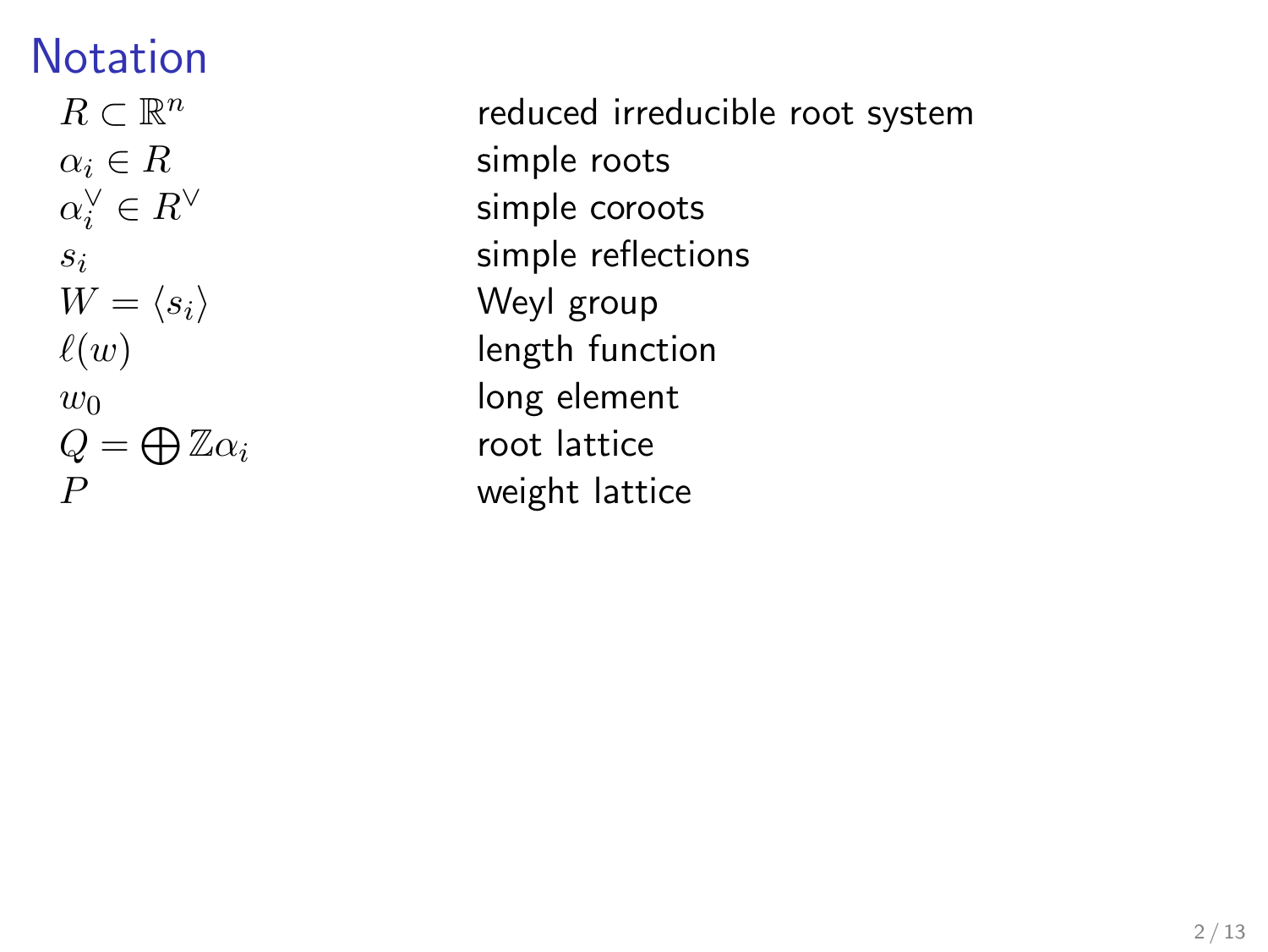# Notation

| | |
|---|---|
| $R \subset \mathbb{R}^n$ | reduced irreducible root system |
| $\alpha_i \in R$ | simple roots |
| $\alpha_i^\vee \in R^\vee$ | simple coroots |
| $s_i$ | simple reflections |
| $W = \langle s_i \rangle$ | Weyl group |
| $\ell(w)$ | length function |
| $w_0$ | long element |
| $Q = \bigoplus \mathbb{Z}\alpha_i$ | root lattice |
| $P$ | weight lattice |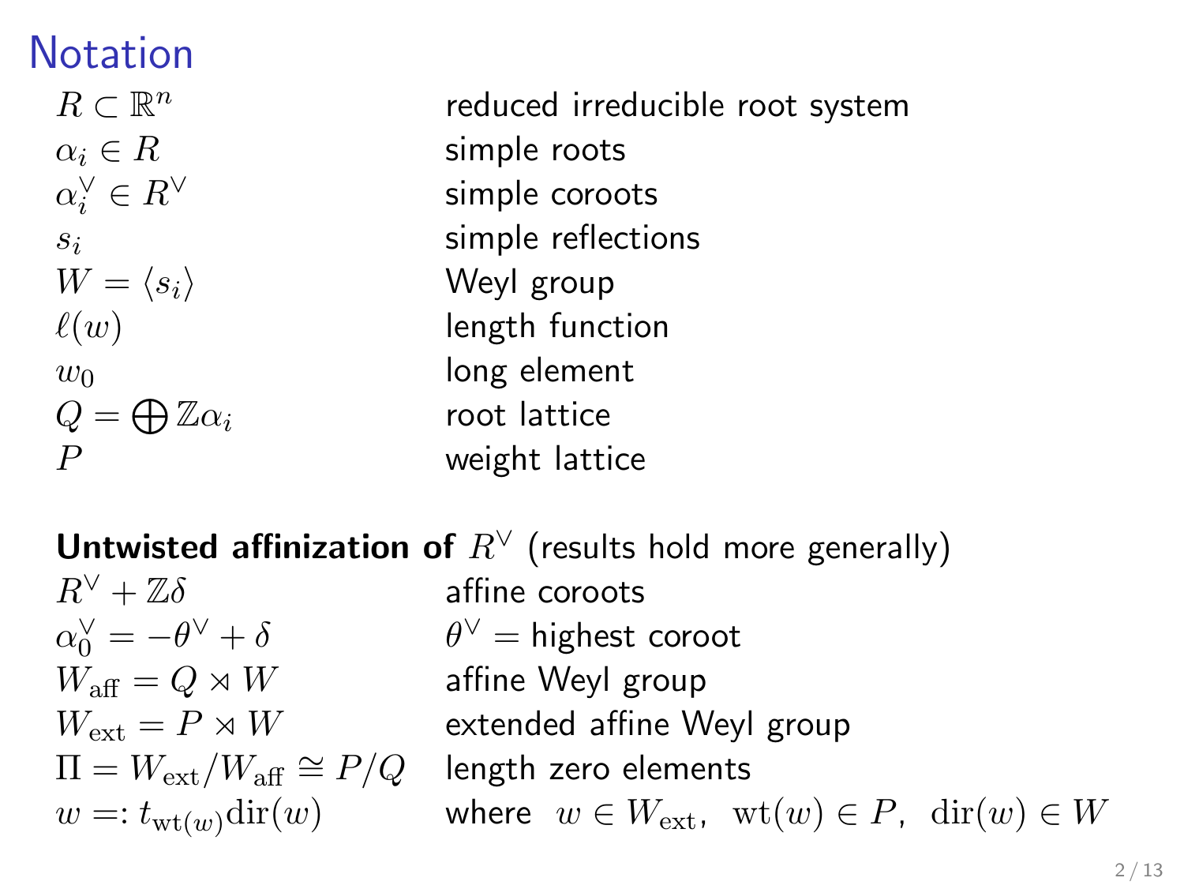# Notation

| | |
|---|---|
| $R \subset \mathbb{R}^n$ | reduced irreducible root system |
| $\alpha_i \in R$ | simple roots |
| $\alpha_i^\vee \in R^\vee$ | simple coroots |
| $s_i$ | simple reflections |
| $W = \langle s_i \rangle$ | Weyl group |
| $\ell(w)$ | length function |
| $w_0$ | long element |
| $Q = \bigoplus \mathbb{Z}\alpha_i$ | root lattice |
| $P$ | weight lattice |

**Untwisted affinization of** $R^\vee$ (results hold more generally)

| | |
|---|---|
| $R^\vee + \mathbb{Z}\delta$ | affine coroots |
| $\alpha_0^\vee = -\theta^\vee + \delta$ | $\theta^\vee =$ highest coroot |
| $W_{\text{aff}} = Q \rtimes W$ | affine Weyl group |
| $W_{\text{ext}} = P \rtimes W$ | extended affine Weyl group |
| $\Pi = W_{\text{ext}}/W_{\text{aff}} \cong P/Q$ | length zero elements |
| $w =: t_{\text{wt}(w)}\text{dir}(w)$ | where $w \in W_{\text{ext}}$, $\text{wt}(w) \in P$, $\text{dir}(w) \in W$ |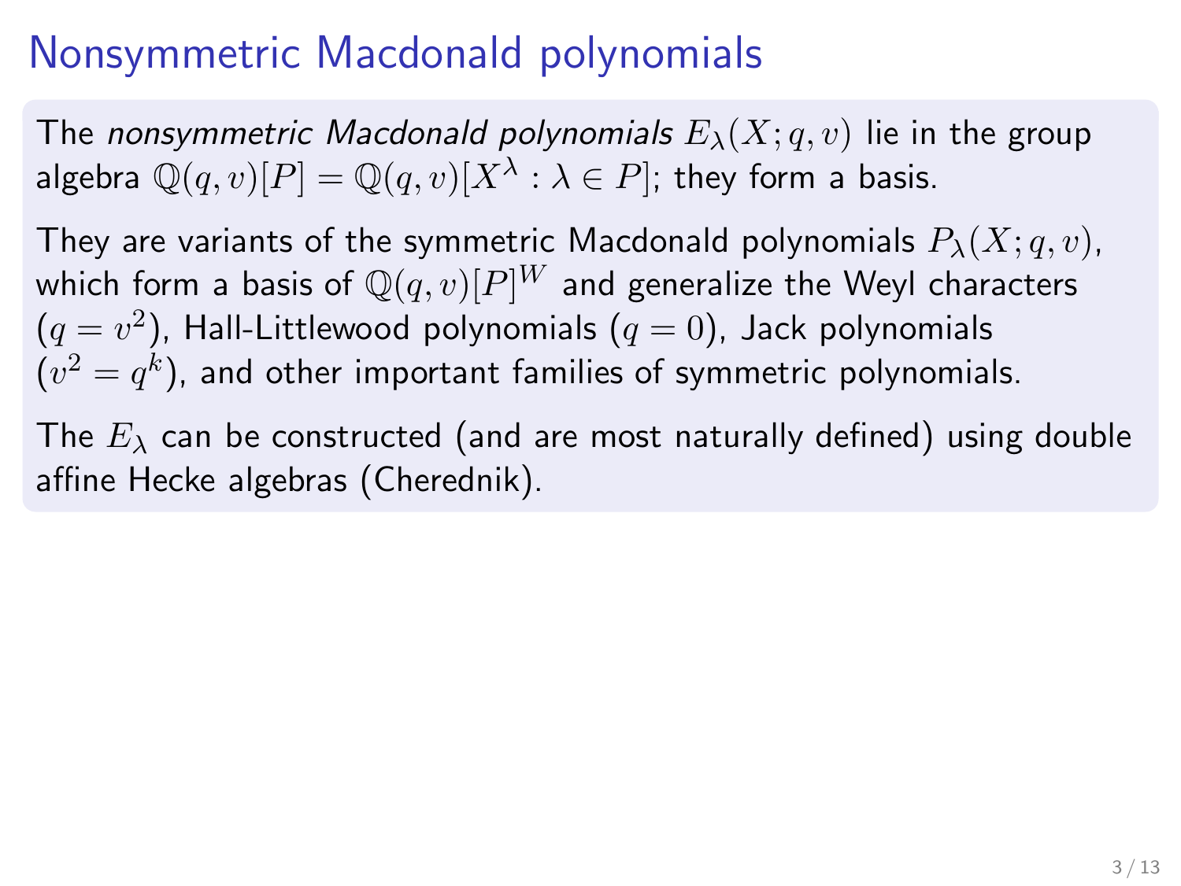# Nonsymmetric Macdonald polynomials

The *nonsymmetric Macdonald polynomials* $E_\lambda(X; q, v)$ lie in the group algebra $\mathbb{Q}(q,v)[P] = \mathbb{Q}(q,v)[X^\lambda : \lambda \in P]$; they form a basis.

They are variants of the symmetric Macdonald polynomials $P_\lambda(X; q, v)$, which form a basis of $\mathbb{Q}(q,v)[P]^W$ and generalize the Weyl characters ($q = v^2$), Hall-Littlewood polynomials ($q = 0$), Jack polynomials ($v^2 = q^k$), and other important families of symmetric polynomials.

The $E_\lambda$ can be constructed (and are most naturally defined) using double affine Hecke algebras (Cherednik).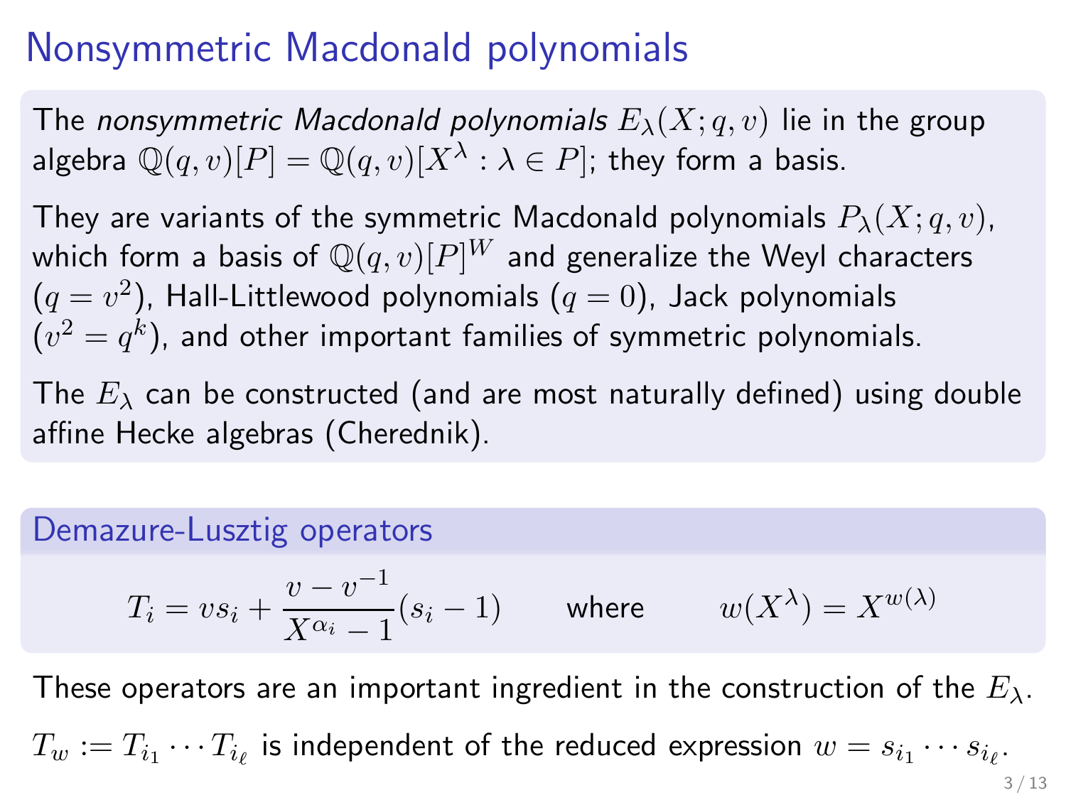# Nonsymmetric Macdonald polynomials

The *nonsymmetric Macdonald polynomials* $E_\lambda(X; q, v)$ lie in the group algebra $\mathbb{Q}(q, v)[P] = \mathbb{Q}(q, v)[X^\lambda : \lambda \in P]$; they form a basis.

They are variants of the symmetric Macdonald polynomials $P_\lambda(X; q, v)$, which form a basis of $\mathbb{Q}(q, v)[P]^W$ and generalize the Weyl characters ($q = v^2$), Hall-Littlewood polynomials ($q = 0$), Jack polynomials ($v^2 = q^k$), and other important families of symmetric polynomials.

The $E_\lambda$ can be constructed (and are most naturally defined) using double affine Hecke algebras (Cherednik).

## Demazure-Lusztig operators

$$T_i = v s_i + \frac{v - v^{-1}}{X^{\alpha_i} - 1}(s_i - 1) \qquad \text{where} \qquad w(X^\lambda) = X^{w(\lambda)}$$

These operators are an important ingredient in the construction of the $E_\lambda$.

$T_w := T_{i_1} \cdots T_{i_\ell}$ is independent of the reduced expression $w = s_{i_1} \cdots s_{i_\ell}$.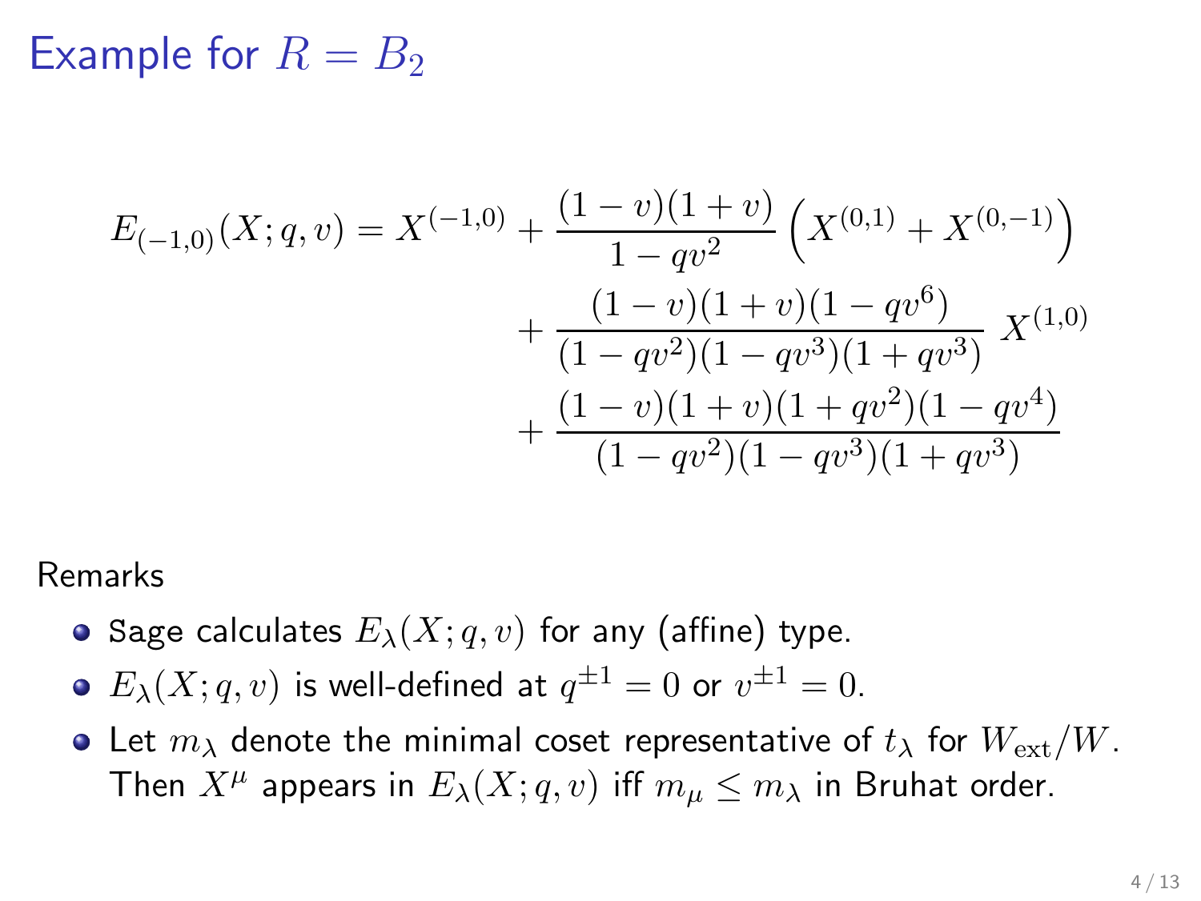# Example for $R = B_2$

$$
\begin{aligned}
E_{(-1,0)}(X;q,v) = X^{(-1,0)} &+ \frac{(1-v)(1+v)}{1-qv^2}\left(X^{(0,1)} + X^{(0,-1)}\right) \\
&+ \frac{(1-v)(1+v)(1-qv^6)}{(1-qv^2)(1-qv^3)(1+qv^3)}\; X^{(1,0)} \\
&+ \frac{(1-v)(1+v)(1+qv^2)(1-qv^4)}{(1-qv^2)(1-qv^3)(1+qv^3)}
\end{aligned}
$$

Remarks

- Sage calculates $E_\lambda(X;q,v)$ for any (affine) type.
- $E_\lambda(X;q,v)$ is well-defined at $q^{\pm 1} = 0$ or $v^{\pm 1} = 0$.
- Let $m_\lambda$ denote the minimal coset representative of $t_\lambda$ for $W_{\mathrm{ext}}/W$. Then $X^\mu$ appears in $E_\lambda(X;q,v)$ iff $m_\mu \leq m_\lambda$ in Bruhat order.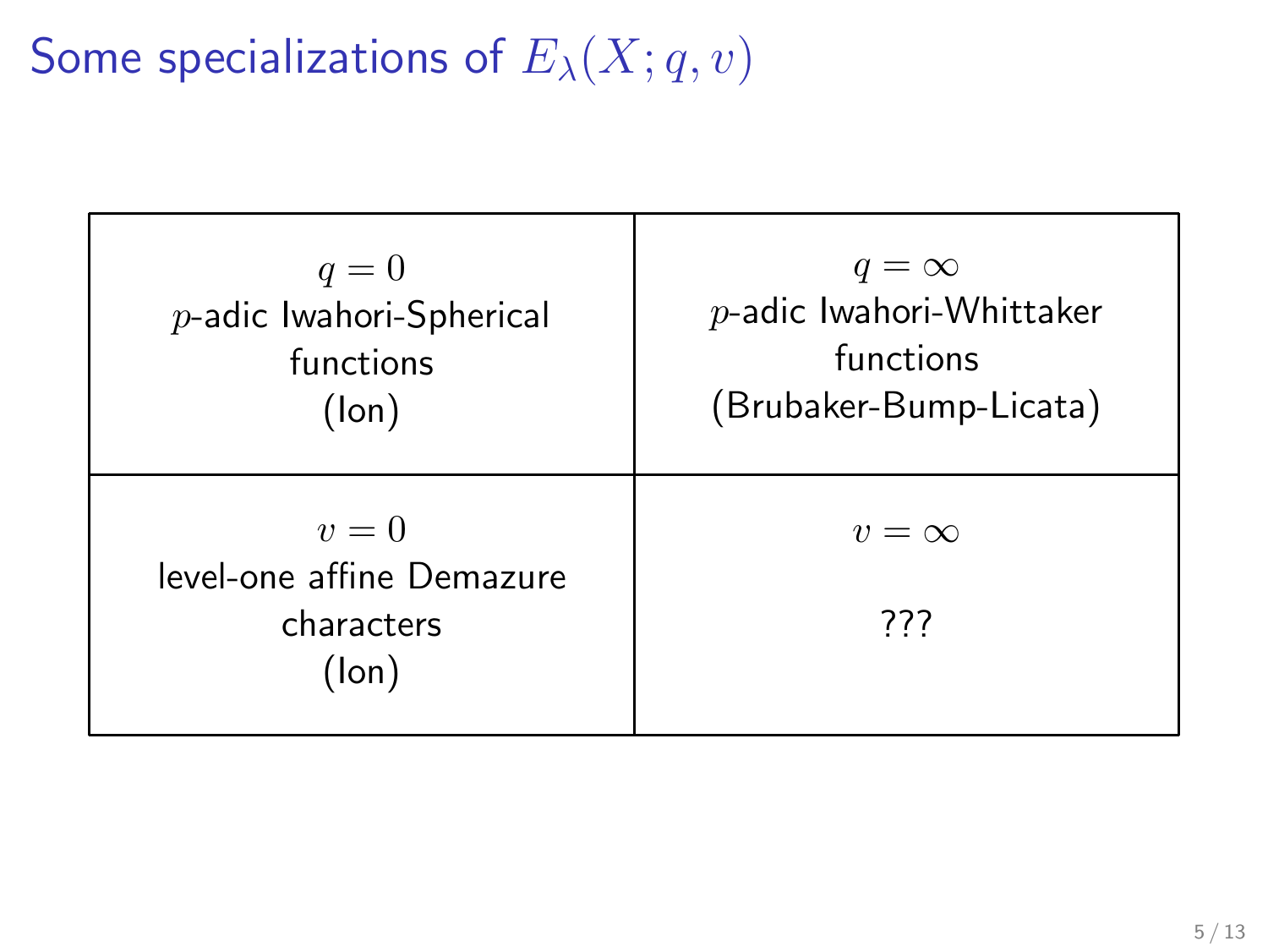# Some specializations of $E_\lambda(X; q, v)$

| $q = 0$ <br> $p$-adic Iwahori-Spherical functions <br> (Ion) | $q = \infty$ <br> $p$-adic Iwahori-Whittaker functions <br> (Brubaker-Bump-Licata) |
|---|---|
| $v = 0$ <br> level-one affine Demazure characters <br> (Ion) | $v = \infty$ <br> ??? |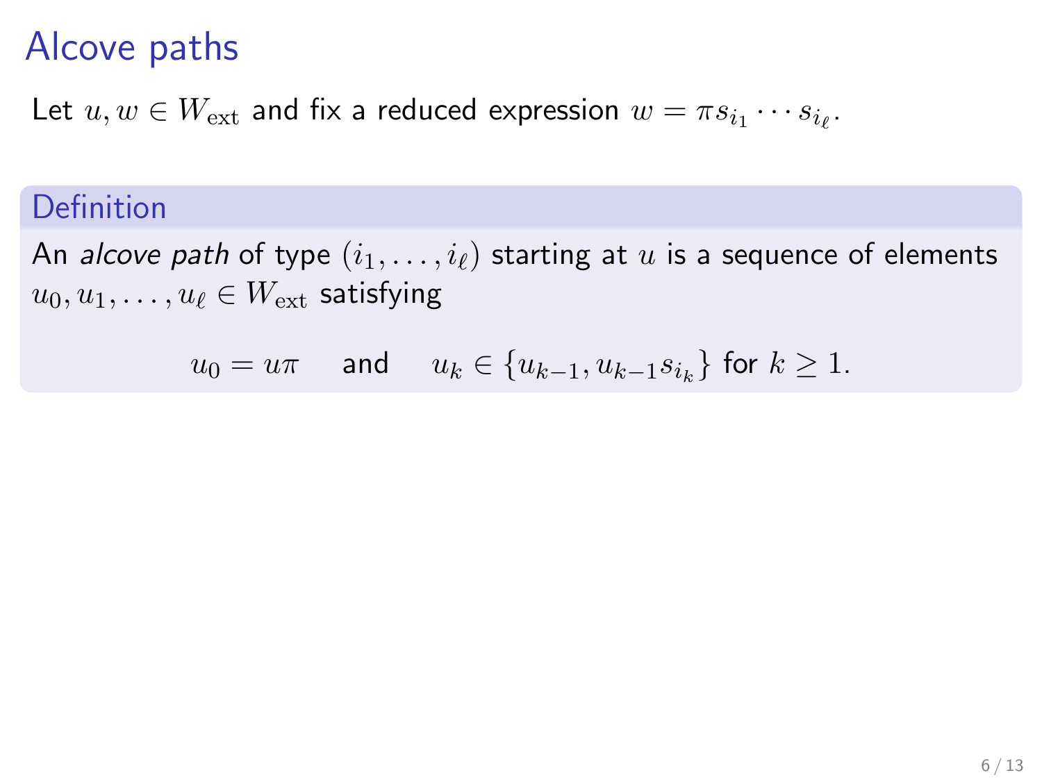# Alcove paths

Let $u, w \in W_{\text{ext}}$ and fix a reduced expression $w = \pi s_{i_1} \cdots s_{i_\ell}$.

### Definition

An *alcove path* of type $(i_1, \ldots, i_\ell)$ starting at $u$ is a sequence of elements $u_0, u_1, \ldots, u_\ell \in W_{\text{ext}}$ satisfying

$$u_0 = u\pi \quad \text{and} \quad u_k \in \{u_{k-1}, u_{k-1}s_{i_k}\} \text{ for } k \geq 1.$$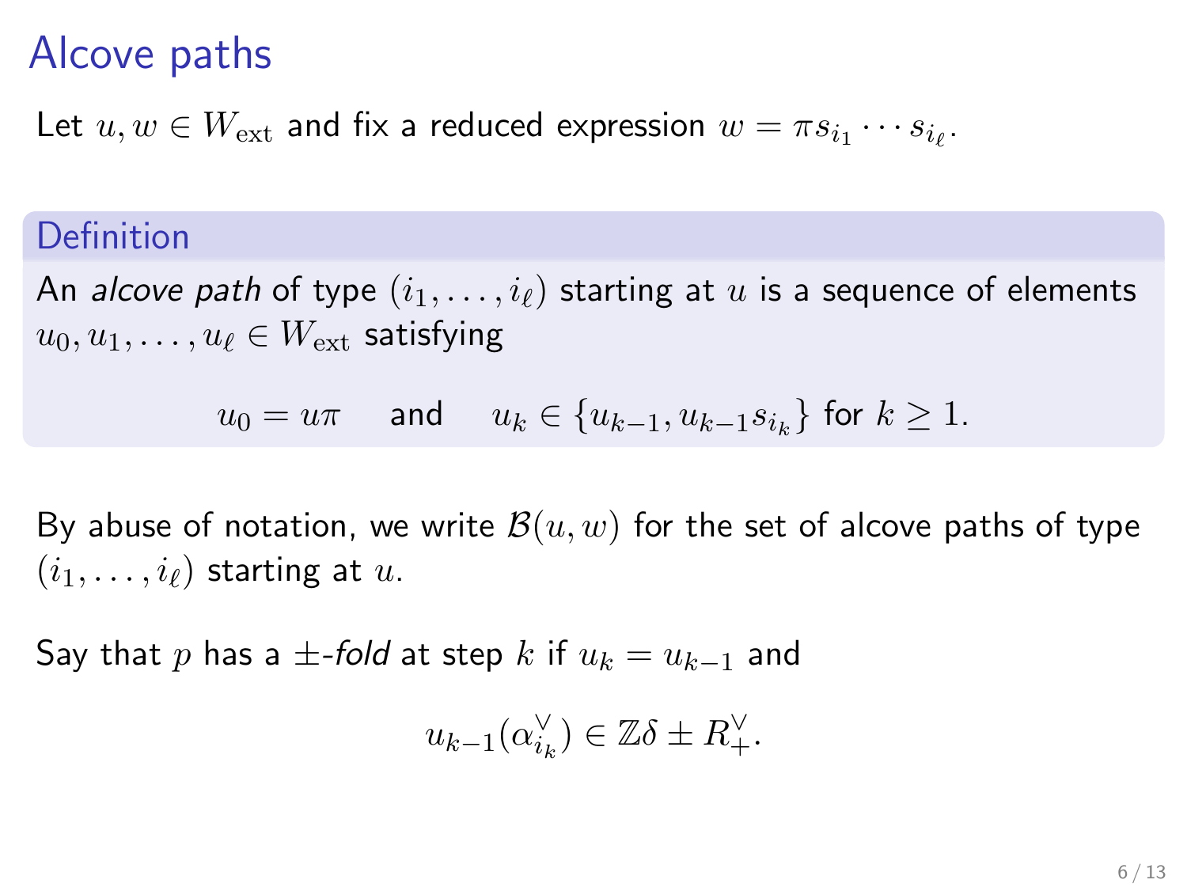# Alcove paths

Let $u, w \in W_{\text{ext}}$ and fix a reduced expression $w = \pi s_{i_1} \cdots s_{i_\ell}$.

## Definition

An *alcove path* of type $(i_1, \ldots, i_\ell)$ starting at $u$ is a sequence of elements $u_0, u_1, \ldots, u_\ell \in W_{\text{ext}}$ satisfying

$$u_0 = u\pi \quad \text{and} \quad u_k \in \{u_{k-1}, u_{k-1}s_{i_k}\} \text{ for } k \geq 1.$$

By abuse of notation, we write $\mathcal{B}(u, w)$ for the set of alcove paths of type $(i_1, \ldots, i_\ell)$ starting at $u$.

Say that $p$ has a $\pm$*-fold* at step $k$ if $u_k = u_{k-1}$ and

$$u_{k-1}(\alpha_{i_k}^\vee) \in \mathbb{Z}\delta \pm R_+^\vee.$$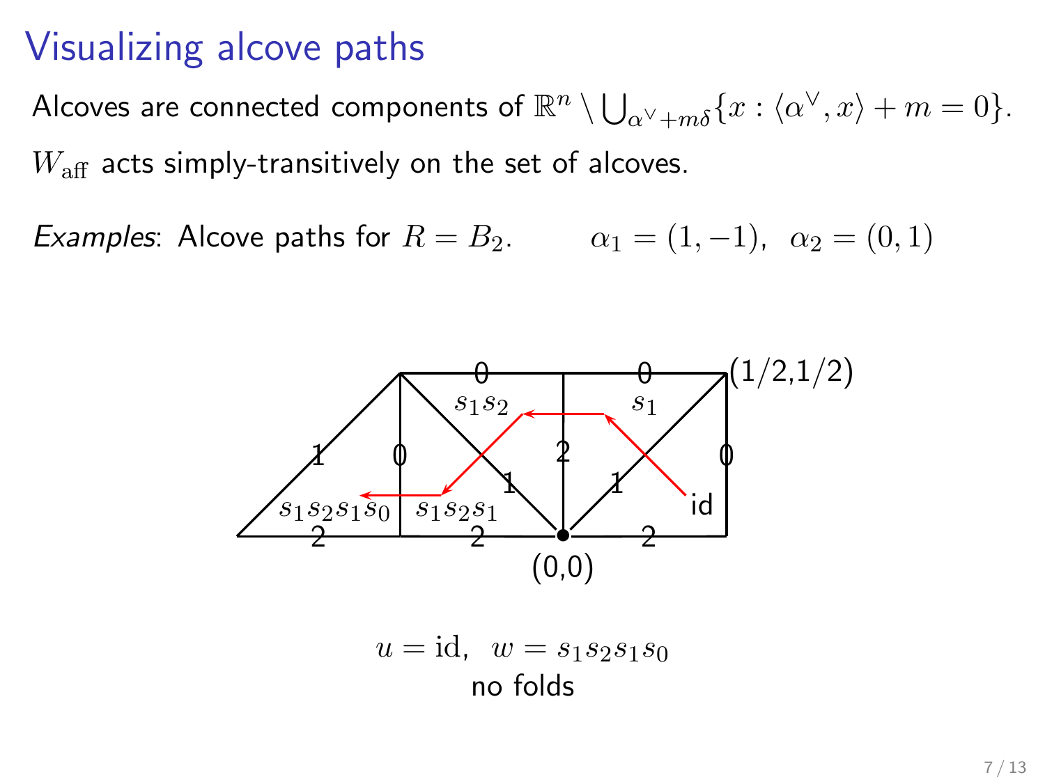# Visualizing alcove paths

Alcoves are connected components of $\mathbb{R}^n \setminus \bigcup_{\alpha^\vee + m\delta} \{x : \langle \alpha^\vee, x \rangle + m = 0\}$.

$W_{\mathrm{aff}}$ acts simply-transitively on the set of alcoves.

*Examples*: Alcove paths for $R = B_2$. $\alpha_1 = (1, -1), \ \alpha_2 = (0, 1)$

$u = \mathrm{id}, \ w = s_1 s_2 s_1 s_0$

no folds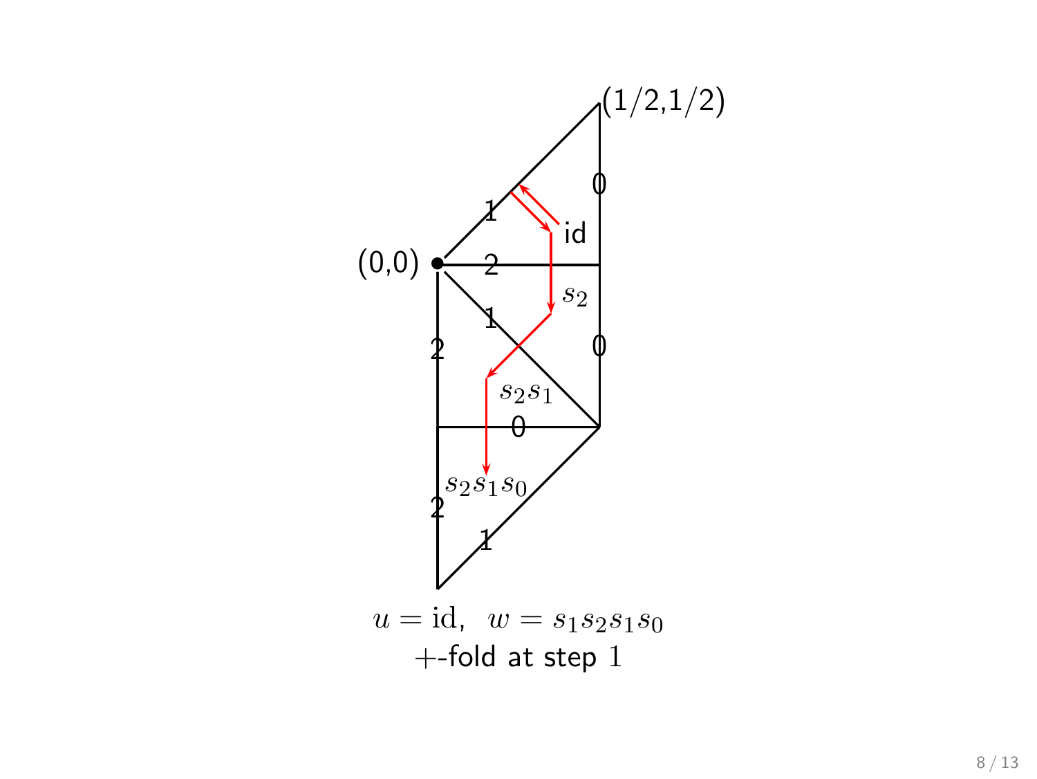(1/2,1/2)

(0,0)

id

$s_2$

$s_2 s_1$

$s_2 s_1 s_0$

$u = \mathrm{id}, \;\; w = s_1 s_2 s_1 s_0$

$+$-fold at step $1$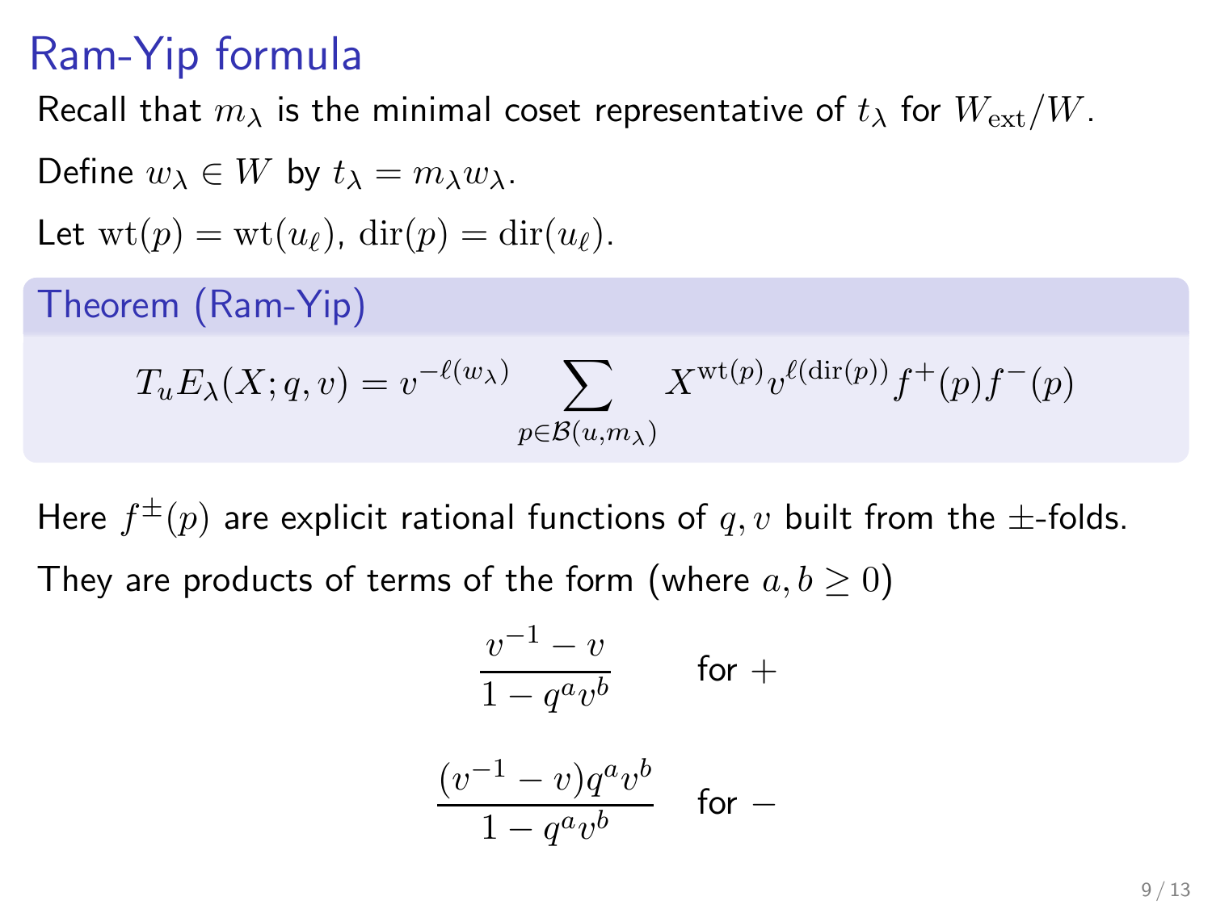# Ram-Yip formula

Recall that $m_\lambda$ is the minimal coset representative of $t_\lambda$ for $W_{\mathrm{ext}}/W$.

Define $w_\lambda \in W$ by $t_\lambda = m_\lambda w_\lambda$.

Let $\mathrm{wt}(p) = \mathrm{wt}(u_\ell)$, $\mathrm{dir}(p) = \mathrm{dir}(u_\ell)$.

**Theorem (Ram-Yip)**

$$T_u E_\lambda(X; q, v) = v^{-\ell(w_\lambda)} \sum_{p \in \mathcal{B}(u, m_\lambda)} X^{\mathrm{wt}(p)} v^{\ell(\mathrm{dir}(p))} f^+(p) f^-(p)$$

Here $f^\pm(p)$ are explicit rational functions of $q, v$ built from the $\pm$-folds.

They are products of terms of the form (where $a, b \geq 0$)

$$\frac{v^{-1} - v}{1 - q^a v^b} \qquad \text{for } +$$

$$\frac{(v^{-1} - v) q^a v^b}{1 - q^a v^b} \quad \text{for } -$$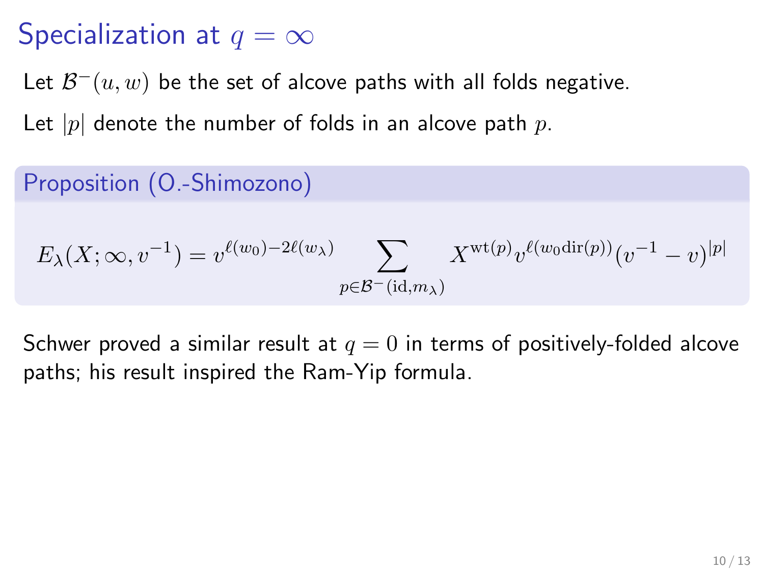# Specialization at $q = \infty$

Let $\mathcal{B}^{-}(u, w)$ be the set of alcove paths with all folds negative.

Let $|p|$ denote the number of folds in an alcove path $p$.

## Proposition (O.-Shimozono)

$$E_\lambda(X; \infty, v^{-1}) = v^{\ell(w_0) - 2\ell(w_\lambda)} \sum_{p \in \mathcal{B}^{-}(\mathrm{id}, m_\lambda)} X^{\mathrm{wt}(p)} v^{\ell(w_0 \mathrm{dir}(p))} (v^{-1} - v)^{|p|}$$

Schwer proved a similar result at $q = 0$ in terms of positively-folded alcove paths; his result inspired the Ram-Yip formula.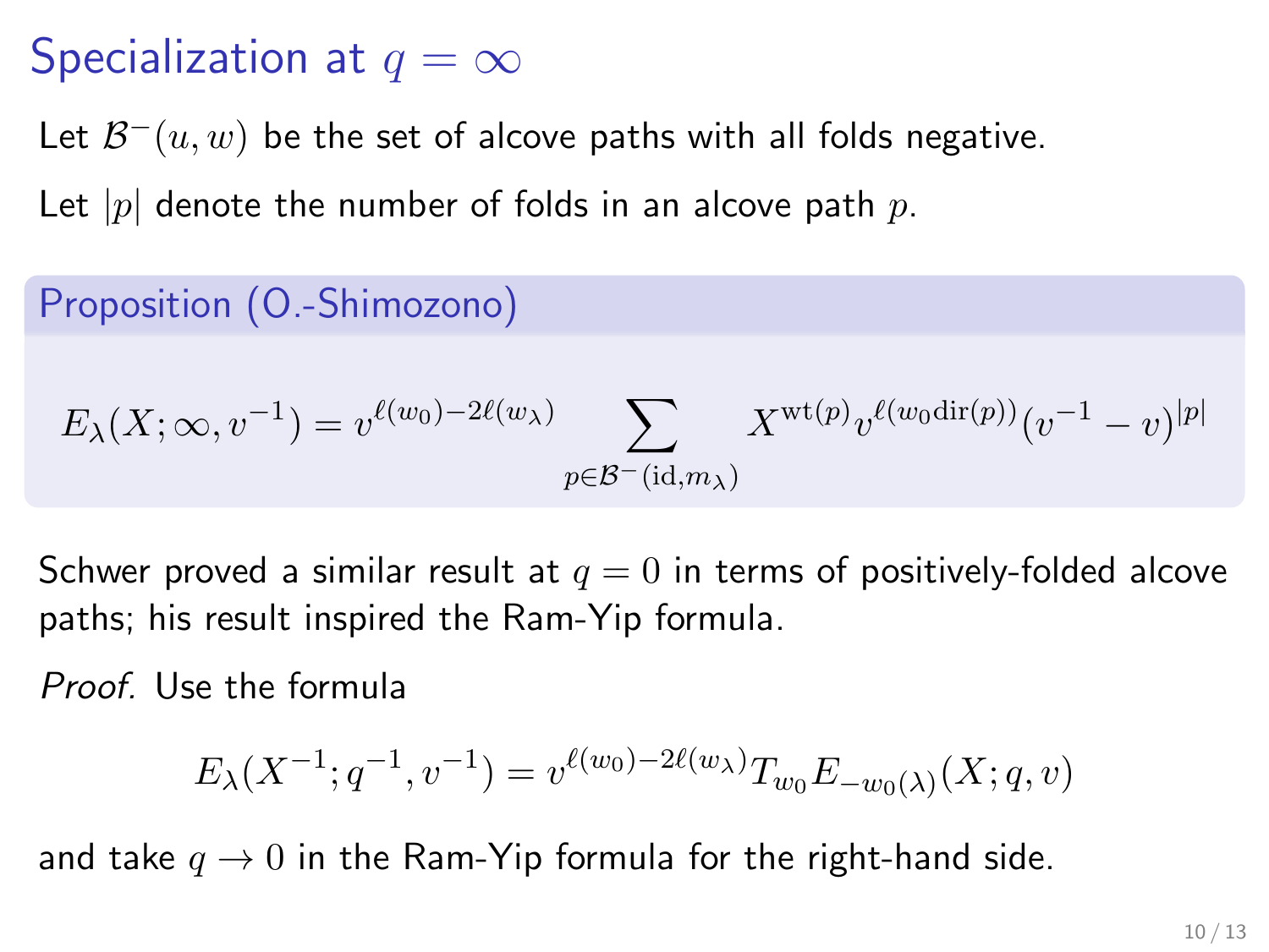# Specialization at $q = \infty$

Let $\mathcal{B}^-(u, w)$ be the set of alcove paths with all folds negative.

Let $|p|$ denote the number of folds in an alcove path $p$.

## Proposition (O.-Shimozono)

$$E_\lambda(X; \infty, v^{-1}) = v^{\ell(w_0) - 2\ell(w_\lambda)} \sum_{p \in \mathcal{B}^-(\mathrm{id}, m_\lambda)} X^{\mathrm{wt}(p)} v^{\ell(w_0 \mathrm{dir}(p))} (v^{-1} - v)^{|p|}$$

Schwer proved a similar result at $q = 0$ in terms of positively-folded alcove paths; his result inspired the Ram-Yip formula.

*Proof.* Use the formula

$$E_\lambda(X^{-1}; q^{-1}, v^{-1}) = v^{\ell(w_0) - 2\ell(w_\lambda)} T_{w_0} E_{-w_0(\lambda)}(X; q, v)$$

and take $q \to 0$ in the Ram-Yip formula for the right-hand side.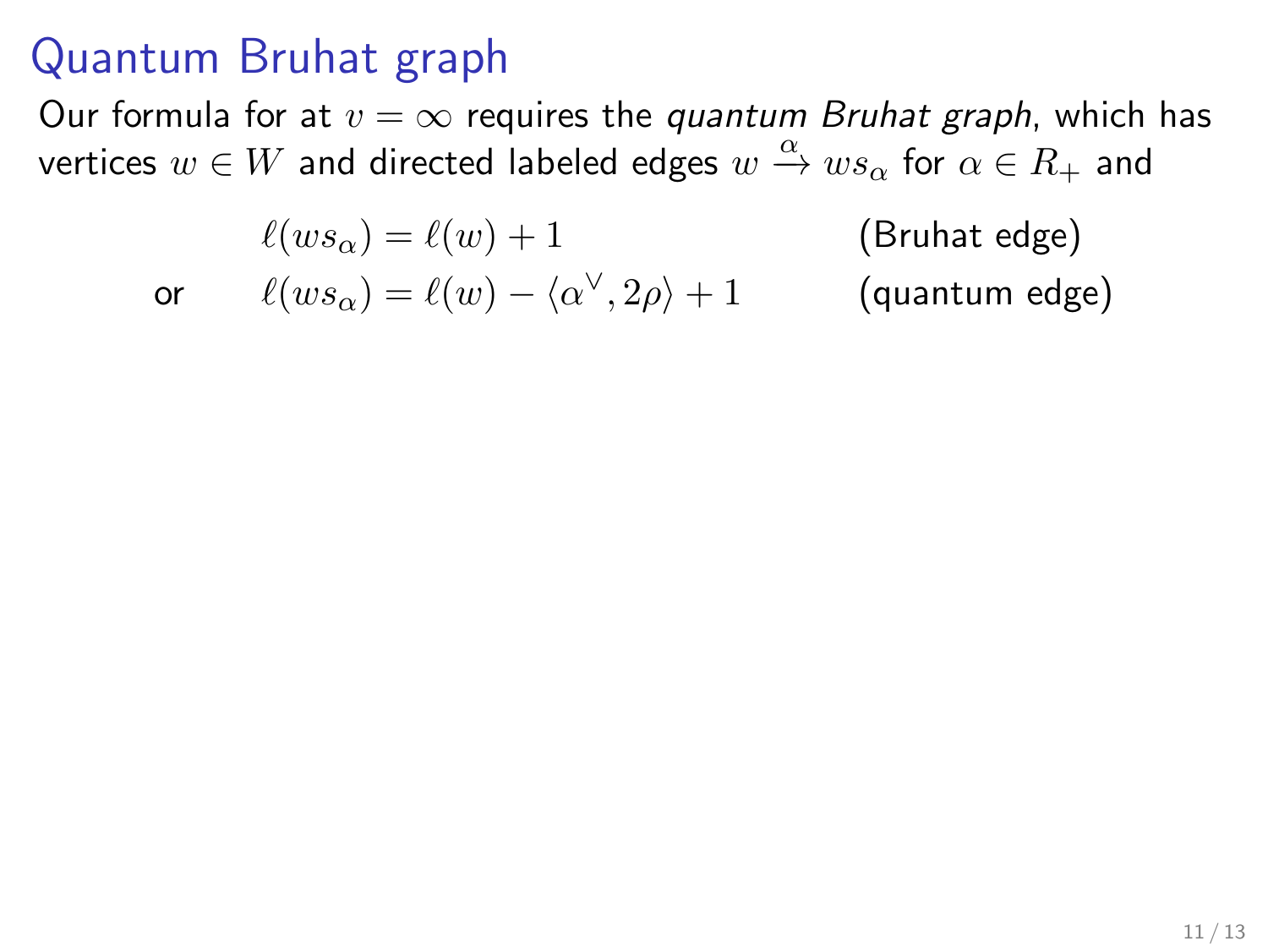# Quantum Bruhat graph

Our formula for at $v = \infty$ requires the *quantum Bruhat graph*, which has vertices $w \in W$ and directed labeled edges $w \xrightarrow{\alpha} ws_\alpha$ for $\alpha \in R_+$ and

$$\ell(ws_\alpha) = \ell(w) + 1 \qquad \text{(Bruhat edge)}$$

or

$$\ell(ws_\alpha) = \ell(w) - \langle \alpha^\vee, 2\rho \rangle + 1 \qquad \text{(quantum edge)}$$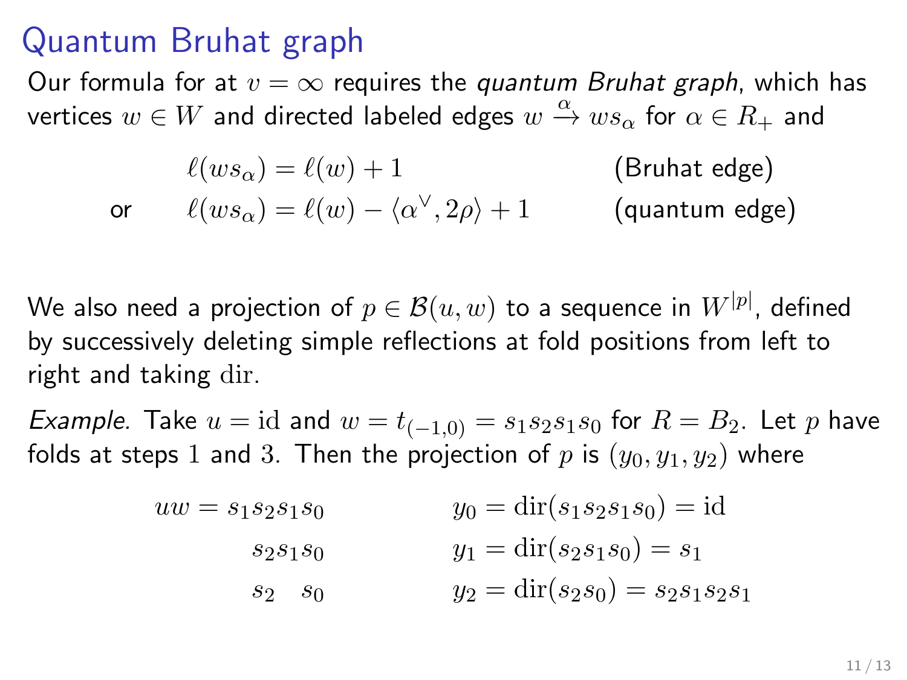# Quantum Bruhat graph

Our formula for at $v = \infty$ requires the *quantum Bruhat graph*, which has vertices $w \in W$ and directed labeled edges $w \xrightarrow{\alpha} ws_\alpha$ for $\alpha \in R_+$ and

$$
\begin{aligned}
&\ell(ws_\alpha) = \ell(w) + 1 && \text{(Bruhat edge)} \\
\text{or} \quad &\ell(ws_\alpha) = \ell(w) - \langle \alpha^\vee, 2\rho \rangle + 1 && \text{(quantum edge)}
\end{aligned}
$$

We also need a projection of $p \in \mathcal{B}(u, w)$ to a sequence in $W^{|p|}$, defined by successively deleting simple reflections at fold positions from left to right and taking $\mathrm{dir}$.

*Example.* Take $u = \mathrm{id}$ and $w = t_{(-1,0)} = s_1 s_2 s_1 s_0$ for $R = B_2$. Let $p$ have folds at steps $1$ and $3$. Then the projection of $p$ is $(y_0, y_1, y_2)$ where

$$
\begin{aligned}
uw &= s_1 s_2 s_1 s_0 && y_0 = \mathrm{dir}(s_1 s_2 s_1 s_0) = \mathrm{id} \\
&\phantom{= s_1} s_2 s_1 s_0 && y_1 = \mathrm{dir}(s_2 s_1 s_0) = s_1 \\
&\phantom{= s_1} s_2 \phantom{s_1} s_0 && y_2 = \mathrm{dir}(s_2 s_0) = s_2 s_1 s_2 s_1
\end{aligned}
$$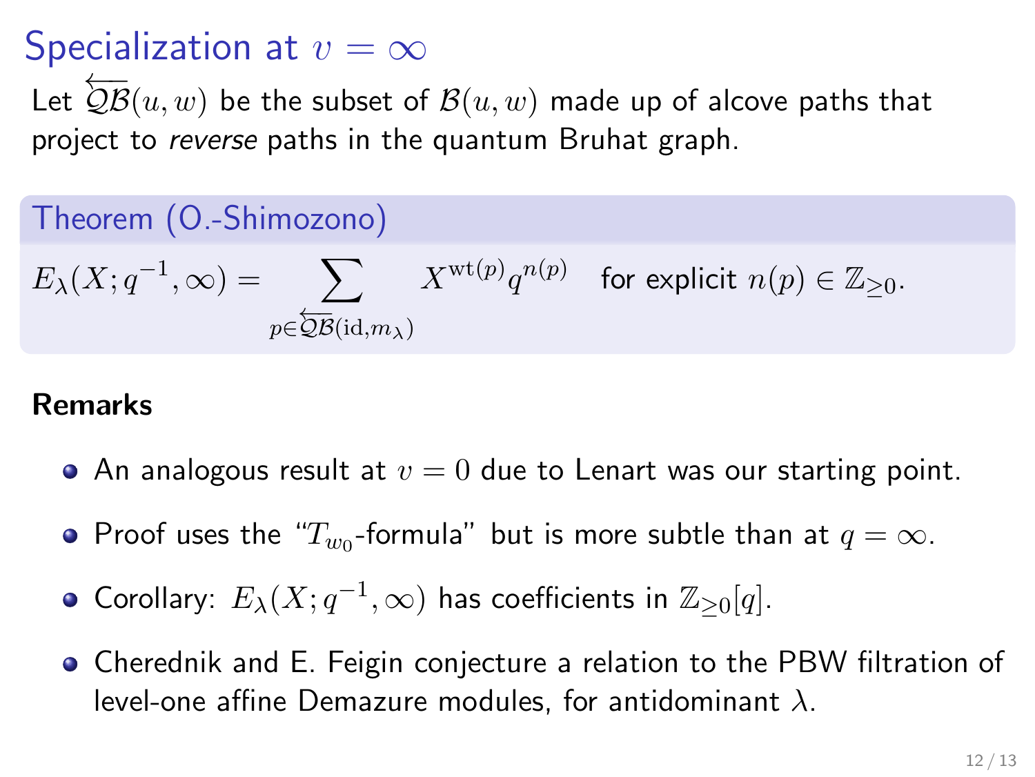# Specialization at $v = \infty$

Let $\overleftarrow{\mathcal{QB}}(u, w)$ be the subset of $\mathcal{B}(u, w)$ made up of alcove paths that project to *reverse* paths in the quantum Bruhat graph.

**Theorem (O.-Shimozono)**

$$E_\lambda(X; q^{-1}, \infty) = \sum_{p \in \overleftarrow{\mathcal{QB}}(\mathrm{id}, m_\lambda)} X^{\mathrm{wt}(p)} q^{n(p)} \quad \text{for explicit } n(p) \in \mathbb{Z}_{\geq 0}.$$

**Remarks**

- An analogous result at $v = 0$ due to Lenart was our starting point.
- Proof uses the "$T_{w_0}$-formula" but is more subtle than at $q = \infty$.
- Corollary: $E_\lambda(X; q^{-1}, \infty)$ has coefficients in $\mathbb{Z}_{\geq 0}[q]$.
- Cherednik and E. Feigin conjecture a relation to the PBW filtration of level-one affine Demazure modules, for antidominant $\lambda$.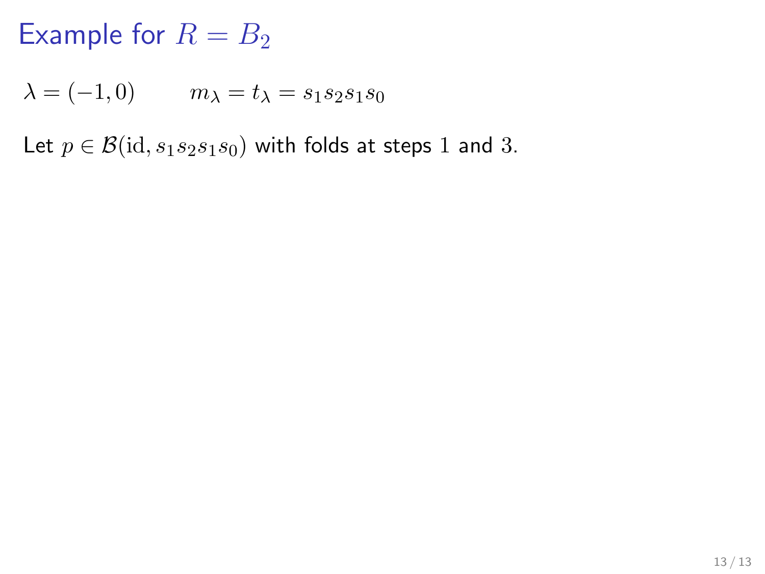# Example for $R = B_2$

$\lambda = (-1, 0) \qquad m_\lambda = t_\lambda = s_1 s_2 s_1 s_0$

Let $p \in \mathcal{B}(\mathrm{id}, s_1 s_2 s_1 s_0)$ with folds at steps $1$ and $3$.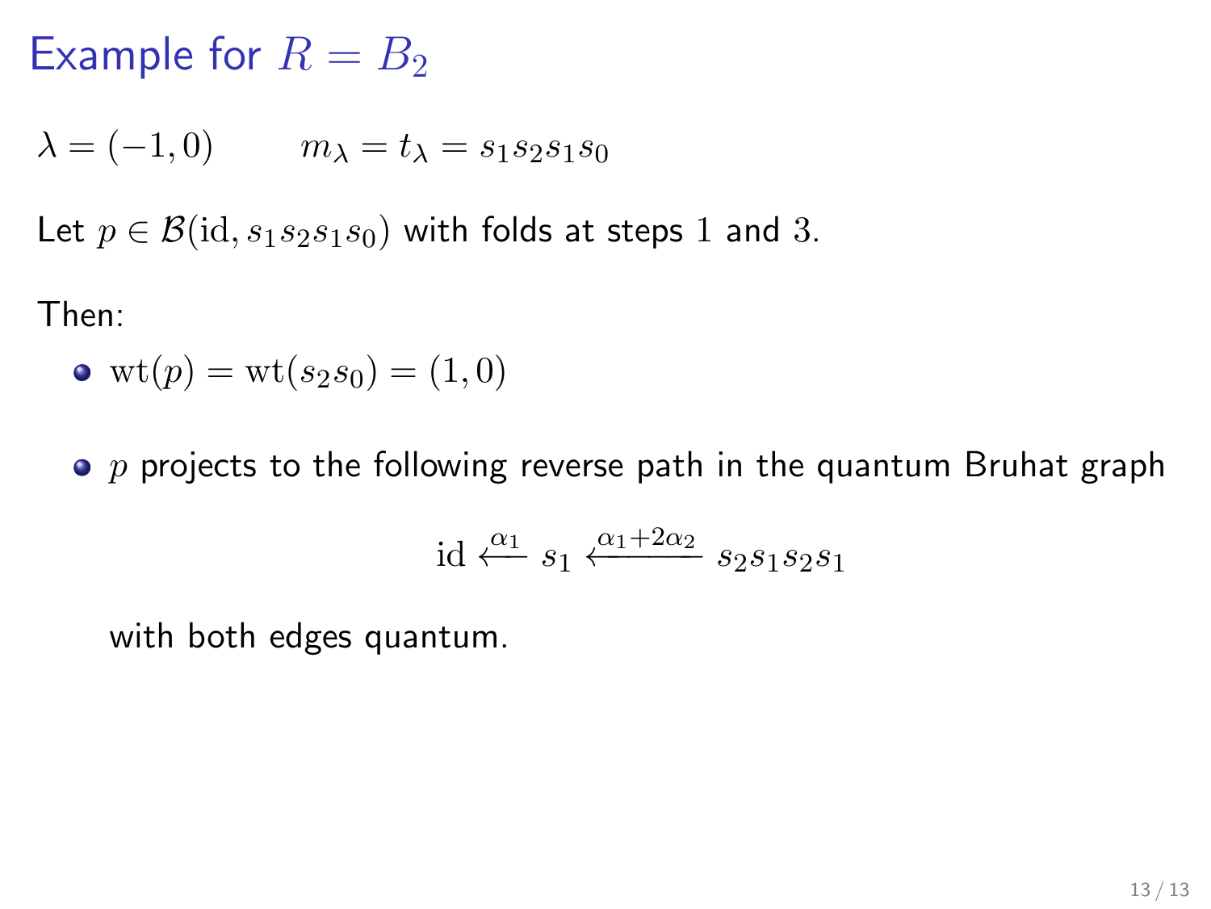# Example for $R = B_2$

$\lambda = (-1, 0) \qquad m_\lambda = t_\lambda = s_1 s_2 s_1 s_0$

Let $p \in \mathcal{B}(\mathrm{id}, s_1 s_2 s_1 s_0)$ with folds at steps $1$ and $3$.

Then:

- $\mathrm{wt}(p) = \mathrm{wt}(s_2 s_0) = (1, 0)$
- $p$ projects to the following reverse path in the quantum Bruhat graph

$$\mathrm{id} \xleftarrow{\alpha_1} s_1 \xleftarrow{\alpha_1 + 2\alpha_2} s_2 s_1 s_2 s_1$$

  with both edges quantum.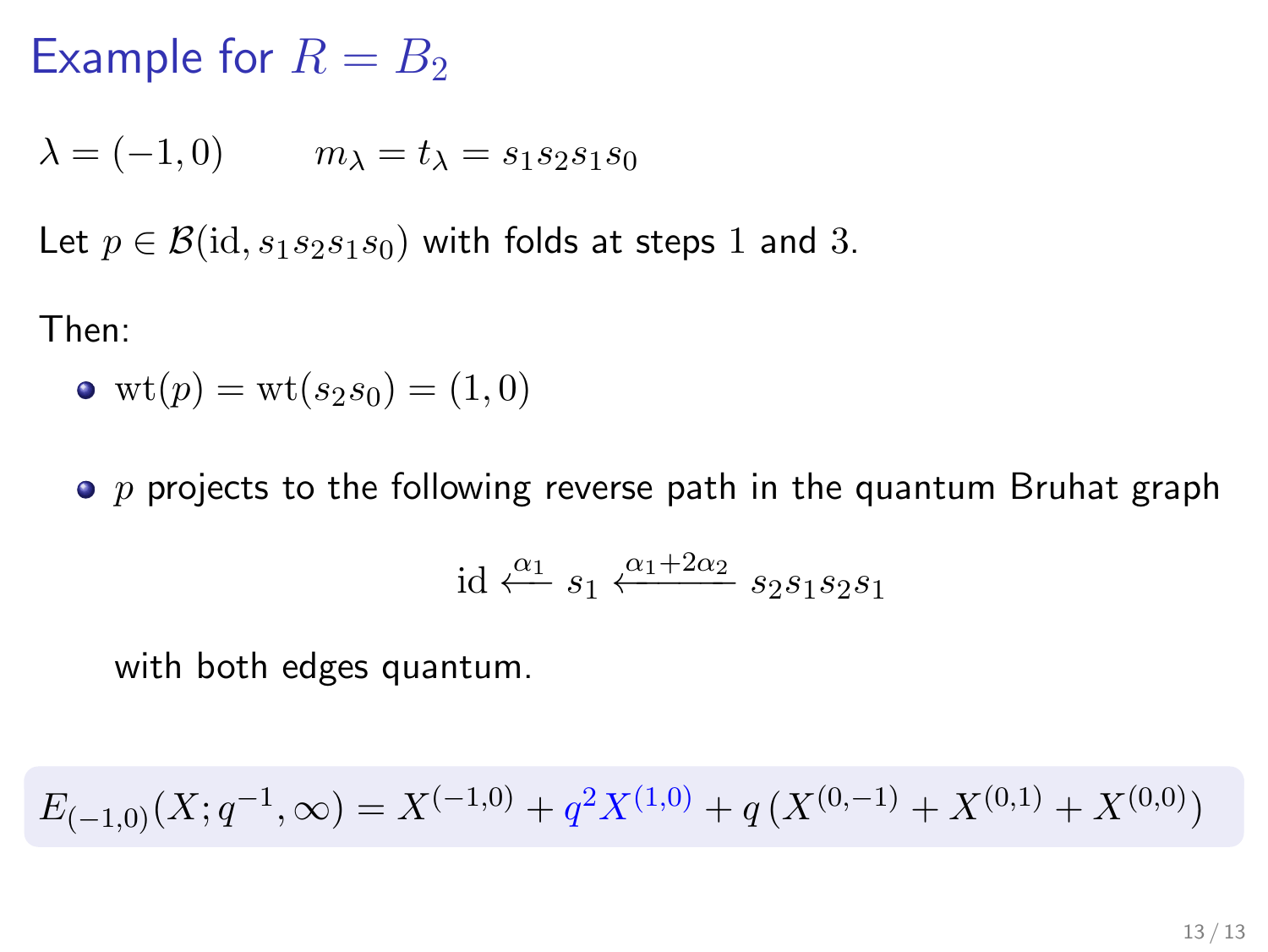# Example for $R = B_2$

$\lambda = (-1, 0) \qquad m_\lambda = t_\lambda = s_1 s_2 s_1 s_0$

Let $p \in \mathcal{B}(\mathrm{id}, s_1 s_2 s_1 s_0)$ with folds at steps $1$ and $3$.

Then:

- $\mathrm{wt}(p) = \mathrm{wt}(s_2 s_0) = (1, 0)$
- $p$ projects to the following reverse path in the quantum Bruhat graph

$$\mathrm{id} \xleftarrow{\alpha_1} s_1 \xleftarrow{\alpha_1 + 2\alpha_2} s_2 s_1 s_2 s_1$$

  with both edges quantum.

$$E_{(-1,0)}(X; q^{-1}, \infty) = X^{(-1,0)} + q^2 X^{(1,0)} + q\left(X^{(0,-1)} + X^{(0,1)} + X^{(0,0)}\right)$$